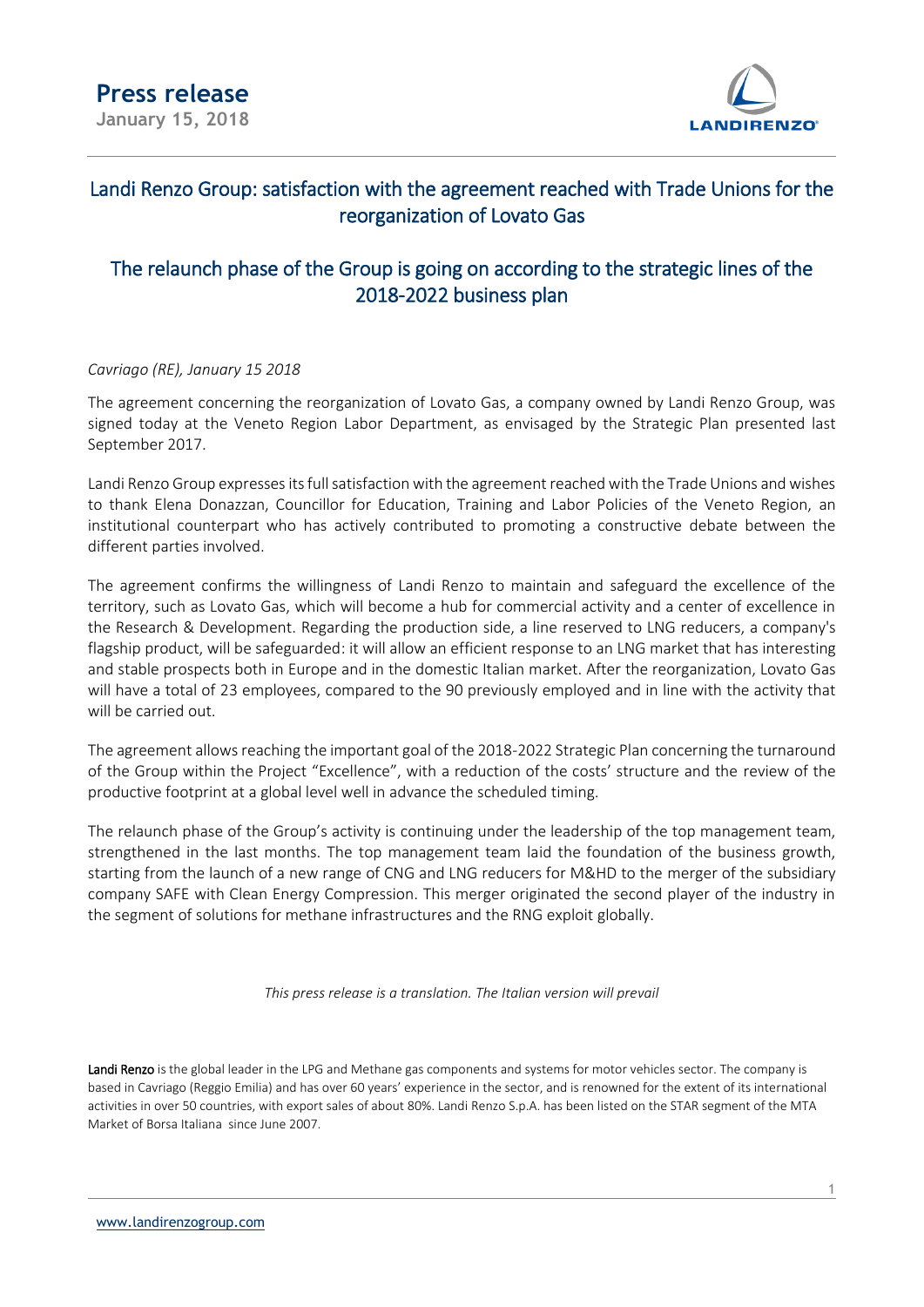# Press release

**January 15, 2018**

## Landi Renzo Group: satisfaction with the agreement reached with Trade Unions for the reorganization of Lovato Gas

## The relaunch phase of the Group is going on according to the strategic lines of the 2018-2022 business plan

*Cavriago (RE), January 15 2018*

The agreement concerning the reorganization of Lovato Gas, a company owned by Landi Renzo Group, was signed today at the Veneto Region Labor Department, as envisaged by the Strategic Plan presented last September 2017.

Landi Renzo Group expresses its full satisfaction with the agreement reached with the Trade Unions and wishes to thank Elena Donazzan, Councillor for Education, Training and Labor Policies of the Veneto Region, an institutional counterpart who has actively contributed to promoting a constructive debate between the different parties involved.

The agreement confirms the willingness of Landi Renzo to maintain and safeguard the excellence of the territory, such as Lovato Gas, which will become a hub for commercial activity and a center of excellence in the Research & Development. Regarding the production side, a line reserved to LNG reducers, a company's flagship product, will be safeguarded: it will allow an efficient response to an LNG market that has interesting and stable prospects both in Europe and in the domestic Italian market. After the reorganization, Lovato Gas will have a total of 23 employees, compared to the 90 previously employed and in line with the activity that will be carried out.

The agreement allows reaching the important goal of the 2018-2022 Strategic Plan concerning the turnaround of the Group within the Project "Excellence", with a reduction of the costs' structure and the review of the productive footprint at a global level well in advance the scheduled timing.

The relaunch phase of the Group's activity is continuing under the leadership of the top management team, strengthened in the last months. The top management team laid the foundation of the business growth, starting from the launch of a new range of CNG and LNG reducers for M&HD to the merger of the subsidiary company SAFE with Clean Energy Compression. This merger originated the second player of the industry in the segment of solutions for methane infrastructures and the RNG exploit globally.

*This press release is a translation. The Italian version will prevail*

**Landi Renzo** is the global leader in the LPG and Methane gas components and systems for motor vehicles sector. The company is based in Cavriago (Reggio Emilia) and has over 60 years' experience in the sector, and is renowned for the extent of its international activities in over 50 countries, with export sales of about 80%. Landi Renzo S.p.A. has been listed on the STAR segment of the MTA Market of Borsa Italiana since June 2007.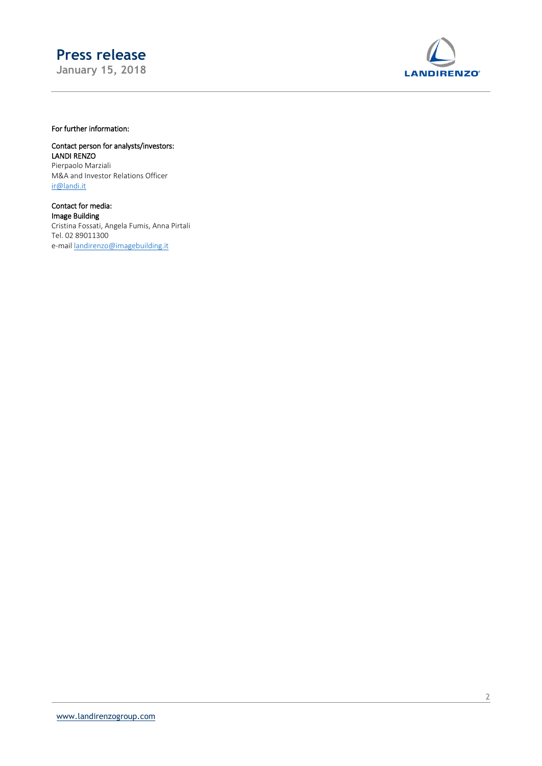For further information:

Contact person for analysts/investors:
LANDI RENZO
Pierpaolo Marziali
M&A and Investor Relations Officer
ir@landi.it

Contact for media:
Image Building
Cristina Fossati, Angela Fumis, Anna Pirtali
Tel. 02 89011300
e-mail landirenzo@imagebuilding.it